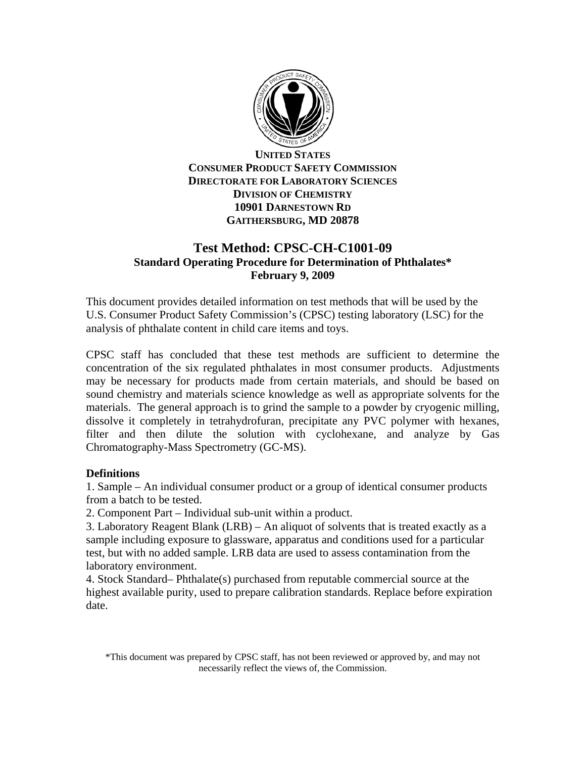**UNITED STATES**
**CONSUMER PRODUCT SAFETY COMMISSION**
**DIRECTORATE FOR LABORATORY SCIENCES**
**DIVISION OF CHEMISTRY**
**10901 DARNESTOWN RD**
**GAITHERSBURG, MD 20878**

# Test Method: CPSC-CH-C1001-09

**Standard Operating Procedure for Determination of Phthalates***
**February 9, 2009**

This document provides detailed information on test methods that will be used by the U.S. Consumer Product Safety Commission's (CPSC) testing laboratory (LSC) for the analysis of phthalate content in child care items and toys.

CPSC staff has concluded that these test methods are sufficient to determine the concentration of the six regulated phthalates in most consumer products. Adjustments may be necessary for products made from certain materials, and should be based on sound chemistry and materials science knowledge as well as appropriate solvents for the materials. The general approach is to grind the sample to a powder by cryogenic milling, dissolve it completely in tetrahydrofuran, precipitate any PVC polymer with hexanes, filter and then dilute the solution with cyclohexane, and analyze by Gas Chromatography-Mass Spectrometry (GC-MS).

## Definitions

1. Sample – An individual consumer product or a group of identical consumer products from a batch to be tested.
2. Component Part – Individual sub-unit within a product.
3. Laboratory Reagent Blank (LRB) – An aliquot of solvents that is treated exactly as a sample including exposure to glassware, apparatus and conditions used for a particular test, but with no added sample. LRB data are used to assess contamination from the laboratory environment.
4. Stock Standard– Phthalate(s) purchased from reputable commercial source at the highest available purity, used to prepare calibration standards. Replace before expiration date.

*This document was prepared by CPSC staff, has not been reviewed or approved by, and may not necessarily reflect the views of, the Commission.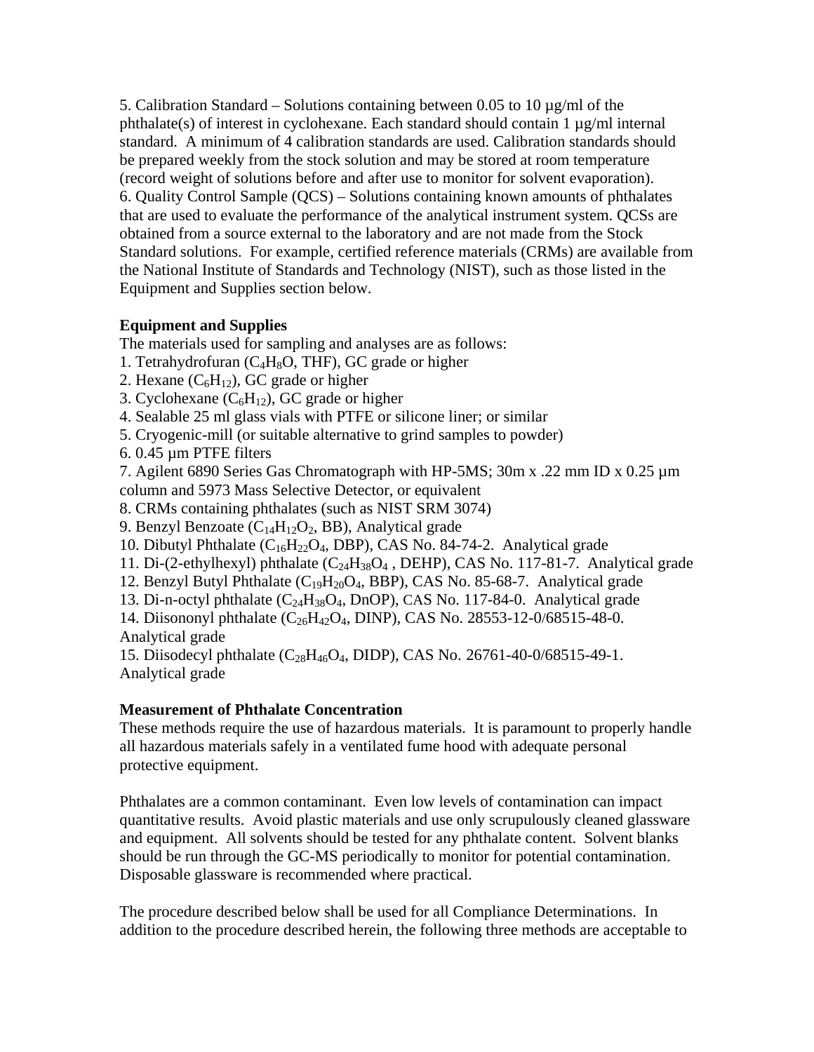5. Calibration Standard – Solutions containing between 0.05 to 10 µg/ml of the phthalate(s) of interest in cyclohexane. Each standard should contain 1 µg/ml internal standard. A minimum of 4 calibration standards are used. Calibration standards should be prepared weekly from the stock solution and may be stored at room temperature (record weight of solutions before and after use to monitor for solvent evaporation).
6. Quality Control Sample (QCS) – Solutions containing known amounts of phthalates that are used to evaluate the performance of the analytical instrument system. QCSs are obtained from a source external to the laboratory and are not made from the Stock Standard solutions. For example, certified reference materials (CRMs) are available from the National Institute of Standards and Technology (NIST), such as those listed in the Equipment and Supplies section below.

**Equipment and Supplies**

The materials used for sampling and analyses are as follows:

1. Tetrahydrofuran ($C_4H_8O$, THF), GC grade or higher
2. Hexane ($C_6H_{12}$), GC grade or higher
3. Cyclohexane ($C_6H_{12}$), GC grade or higher
4. Sealable 25 ml glass vials with PTFE or silicone liner; or similar
5. Cryogenic-mill (or suitable alternative to grind samples to powder)
6. 0.45 µm PTFE filters
7. Agilent 6890 Series Gas Chromatograph with HP-5MS; 30m x .22 mm ID x 0.25 µm column and 5973 Mass Selective Detector, or equivalent
8. CRMs containing phthalates (such as NIST SRM 3074)
9. Benzyl Benzoate ($C_{14}H_{12}O_2$, BB), Analytical grade
10. Dibutyl Phthalate ($C_{16}H_{22}O_4$, DBP), CAS No. 84-74-2. Analytical grade
11. Di-(2-ethylhexyl) phthalate ($C_{24}H_{38}O_4$ , DEHP), CAS No. 117-81-7. Analytical grade
12. Benzyl Butyl Phthalate ($C_{19}H_{20}O_4$, BBP), CAS No. 85-68-7. Analytical grade
13. Di-n-octyl phthalate ($C_{24}H_{38}O_4$, DnOP), CAS No. 117-84-0. Analytical grade
14. Diisononyl phthalate ($C_{26}H_{42}O_4$, DINP), CAS No. 28553-12-0/68515-48-0. Analytical grade
15. Diisodecyl phthalate ($C_{28}H_{46}O_4$, DIDP), CAS No. 26761-40-0/68515-49-1. Analytical grade

**Measurement of Phthalate Concentration**

These methods require the use of hazardous materials. It is paramount to properly handle all hazardous materials safely in a ventilated fume hood with adequate personal protective equipment.

Phthalates are a common contaminant. Even low levels of contamination can impact quantitative results. Avoid plastic materials and use only scrupulously cleaned glassware and equipment. All solvents should be tested for any phthalate content. Solvent blanks should be run through the GC-MS periodically to monitor for potential contamination. Disposable glassware is recommended where practical.

The procedure described below shall be used for all Compliance Determinations. In addition to the procedure described herein, the following three methods are acceptable to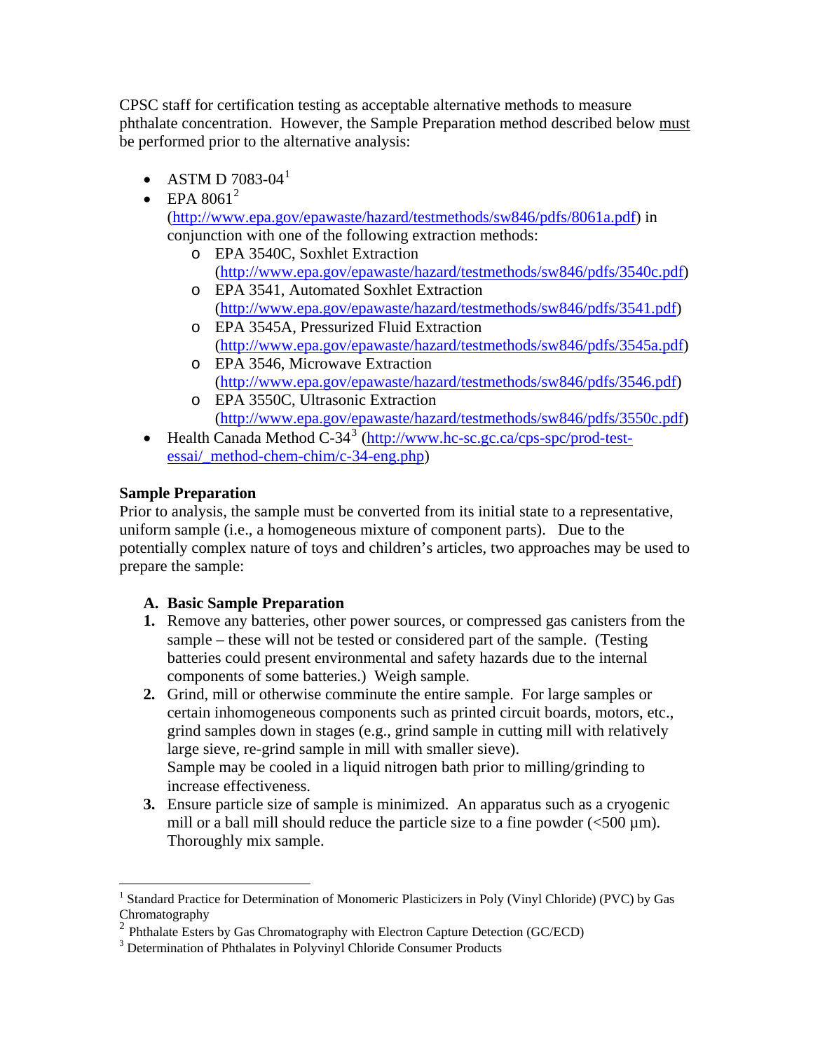CPSC staff for certification testing as acceptable alternative methods to measure phthalate concentration. However, the Sample Preparation method described below must be performed prior to the alternative analysis:

- ASTM D 7083-04[1]
- EPA 8061[2] (http://www.epa.gov/epawaste/hazard/testmethods/sw846/pdfs/8061a.pdf) in conjunction with one of the following extraction methods:
  - EPA 3540C, Soxhlet Extraction (http://www.epa.gov/epawaste/hazard/testmethods/sw846/pdfs/3540c.pdf)
  - EPA 3541, Automated Soxhlet Extraction (http://www.epa.gov/epawaste/hazard/testmethods/sw846/pdfs/3541.pdf)
  - EPA 3545A, Pressurized Fluid Extraction (http://www.epa.gov/epawaste/hazard/testmethods/sw846/pdfs/3545a.pdf)
  - EPA 3546, Microwave Extraction (http://www.epa.gov/epawaste/hazard/testmethods/sw846/pdfs/3546.pdf)
  - EPA 3550C, Ultrasonic Extraction (http://www.epa.gov/epawaste/hazard/testmethods/sw846/pdfs/3550c.pdf)
- Health Canada Method C-34[3] (http://www.hc-sc.gc.ca/cps-spc/prod-test-essai/_method-chem-chim/c-34-eng.php)

**Sample Preparation**

Prior to analysis, the sample must be converted from its initial state to a representative, uniform sample (i.e., a homogeneous mixture of component parts). Due to the potentially complex nature of toys and children's articles, two approaches may be used to prepare the sample:

**A. Basic Sample Preparation**

1. Remove any batteries, other power sources, or compressed gas canisters from the sample – these will not be tested or considered part of the sample. (Testing batteries could present environmental and safety hazards due to the internal components of some batteries.) Weigh sample.
2. Grind, mill or otherwise comminute the entire sample. For large samples or certain inhomogeneous components such as printed circuit boards, motors, etc., grind samples down in stages (e.g., grind sample in cutting mill with relatively large sieve, re-grind sample in mill with smaller sieve).
   Sample may be cooled in a liquid nitrogen bath prior to milling/grinding to increase effectiveness.
3. Ensure particle size of sample is minimized. An apparatus such as a cryogenic mill or a ball mill should reduce the particle size to a fine powder (<500 µm). Thoroughly mix sample.

---

[1] Standard Practice for Determination of Monomeric Plasticizers in Poly (Vinyl Chloride) (PVC) by Gas Chromatography

[2] Phthalate Esters by Gas Chromatography with Electron Capture Detection (GC/ECD)

[3] Determination of Phthalates in Polyvinyl Chloride Consumer Products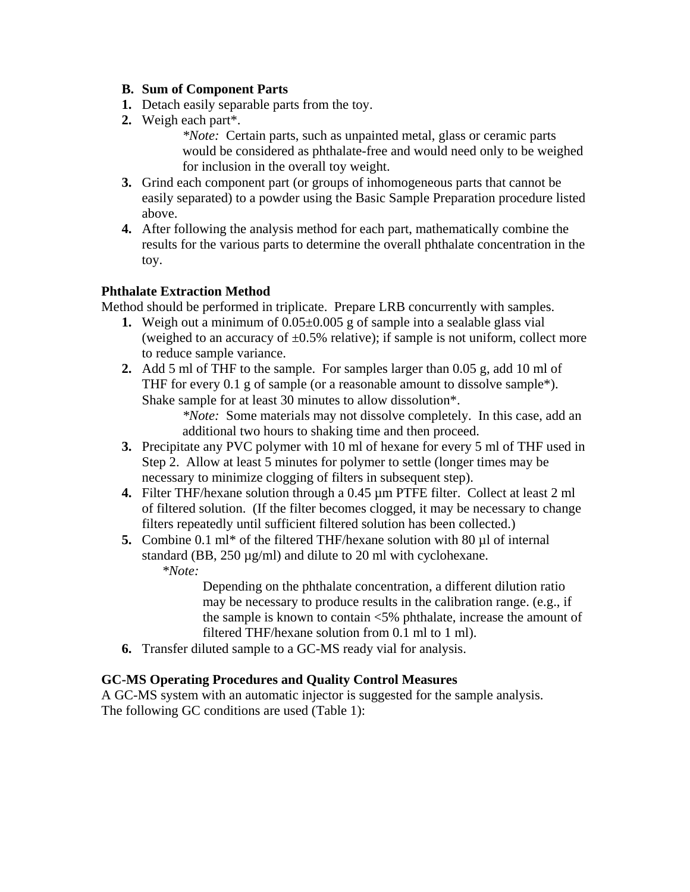**B. Sum of Component Parts**

1. Detach easily separable parts from the toy.
2. Weigh each part*.

   *\*Note:* Certain parts, such as unpainted metal, glass or ceramic parts would be considered as phthalate-free and would need only to be weighed for inclusion in the overall toy weight.

3. Grind each component part (or groups of inhomogeneous parts that cannot be easily separated) to a powder using the Basic Sample Preparation procedure listed above.
4. After following the analysis method for each part, mathematically combine the results for the various parts to determine the overall phthalate concentration in the toy.

**Phthalate Extraction Method**

Method should be performed in triplicate. Prepare LRB concurrently with samples.

1. Weigh out a minimum of 0.05±0.005 g of sample into a sealable glass vial (weighed to an accuracy of ±0.5% relative); if sample is not uniform, collect more to reduce sample variance.
2. Add 5 ml of THF to the sample. For samples larger than 0.05 g, add 10 ml of THF for every 0.1 g of sample (or a reasonable amount to dissolve sample*). Shake sample for at least 30 minutes to allow dissolution*.

   *\*Note:* Some materials may not dissolve completely. In this case, add an additional two hours to shaking time and then proceed.

3. Precipitate any PVC polymer with 10 ml of hexane for every 5 ml of THF used in Step 2. Allow at least 5 minutes for polymer to settle (longer times may be necessary to minimize clogging of filters in subsequent step).
4. Filter THF/hexane solution through a 0.45 µm PTFE filter. Collect at least 2 ml of filtered solution. (If the filter becomes clogged, it may be necessary to change filters repeatedly until sufficient filtered solution has been collected.)
5. Combine 0.1 ml* of the filtered THF/hexane solution with 80 µl of internal standard (BB, 250 µg/ml) and dilute to 20 ml with cyclohexane.

   *\*Note:*

   Depending on the phthalate concentration, a different dilution ratio may be necessary to produce results in the calibration range. (e.g., if the sample is known to contain <5% phthalate, increase the amount of filtered THF/hexane solution from 0.1 ml to 1 ml).

6. Transfer diluted sample to a GC-MS ready vial for analysis.

**GC-MS Operating Procedures and Quality Control Measures**

A GC-MS system with an automatic injector is suggested for the sample analysis. The following GC conditions are used (Table 1):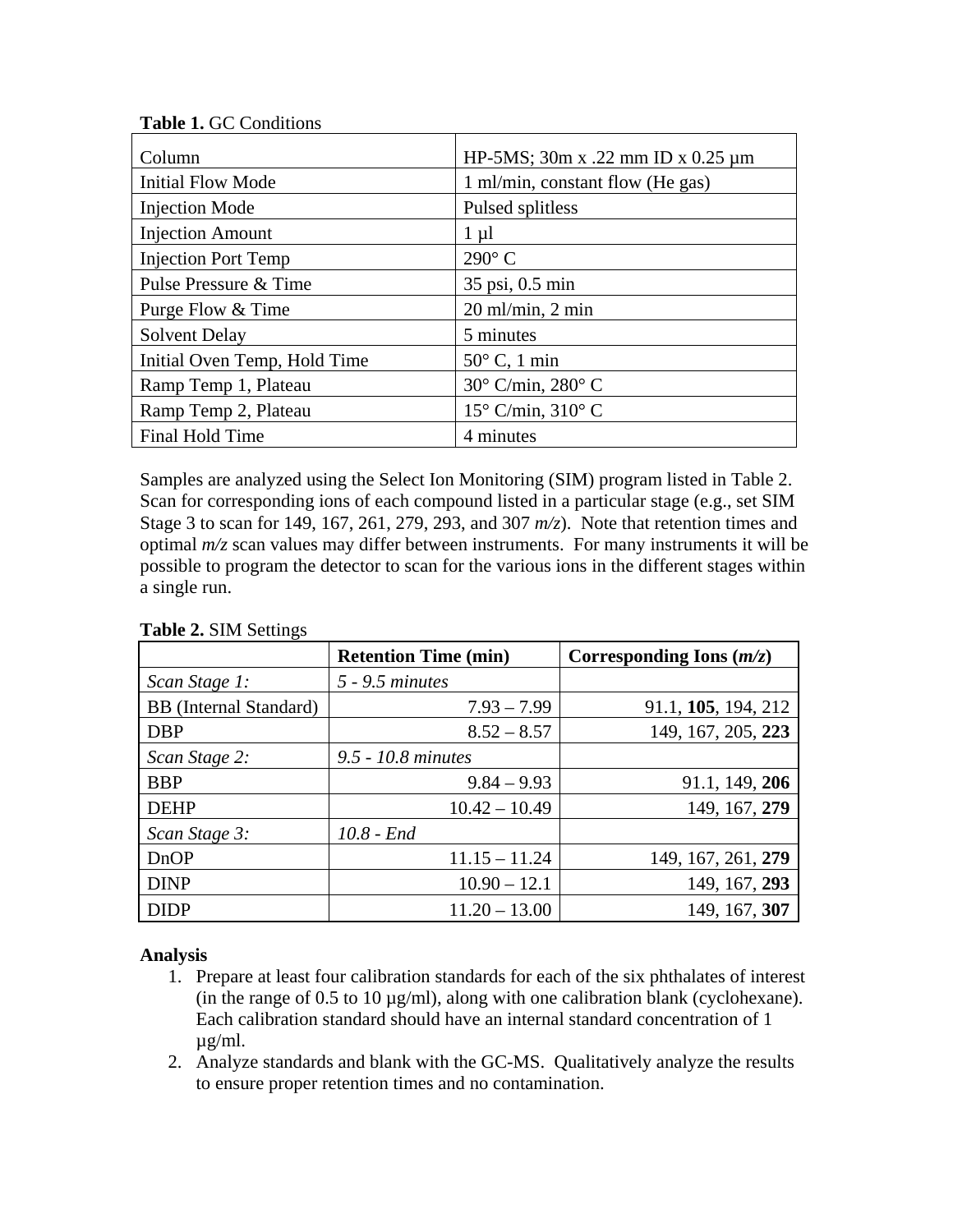**Table 1.** GC Conditions

| Column | HP-5MS; 30m x .22 mm ID x 0.25 µm |
|---|---|
| Initial Flow Mode | 1 ml/min, constant flow (He gas) |
| Injection Mode | Pulsed splitless |
| Injection Amount | 1 µl |
| Injection Port Temp | 290° C |
| Pulse Pressure & Time | 35 psi, 0.5 min |
| Purge Flow & Time | 20 ml/min, 2 min |
| Solvent Delay | 5 minutes |
| Initial Oven Temp, Hold Time | 50° C, 1 min |
| Ramp Temp 1, Plateau | 30° C/min, 280° C |
| Ramp Temp 2, Plateau | 15° C/min, 310° C |
| Final Hold Time | 4 minutes |

Samples are analyzed using the Select Ion Monitoring (SIM) program listed in Table 2. Scan for corresponding ions of each compound listed in a particular stage (e.g., set SIM Stage 3 to scan for 149, 167, 261, 279, 293, and 307 *m/z*). Note that retention times and optimal *m/z* scan values may differ between instruments. For many instruments it will be possible to program the detector to scan for the various ions in the different stages within a single run.

**Table 2.** SIM Settings

| | **Retention Time (min)** | **Corresponding Ions (*m/z*)** |
|---|---|---|
| *Scan Stage 1:* | *5 - 9.5 minutes* | |
| BB (Internal Standard) | 7.93 – 7.99 | 91.1, **105**, 194, 212 |
| DBP | 8.52 – 8.57 | 149, 167, 205, **223** |
| *Scan Stage 2:* | *9.5 - 10.8 minutes* | |
| BBP | 9.84 – 9.93 | 91.1, 149, **206** |
| DEHP | 10.42 – 10.49 | 149, 167, **279** |
| *Scan Stage 3:* | *10.8 - End* | |
| DnOP | 11.15 – 11.24 | 149, 167, 261, **279** |
| DINP | 10.90 – 12.1 | 149, 167, **293** |
| DIDP | 11.20 – 13.00 | 149, 167, **307** |

**Analysis**

1. Prepare at least four calibration standards for each of the six phthalates of interest (in the range of 0.5 to 10 µg/ml), along with one calibration blank (cyclohexane). Each calibration standard should have an internal standard concentration of 1 µg/ml.
2. Analyze standards and blank with the GC-MS. Qualitatively analyze the results to ensure proper retention times and no contamination.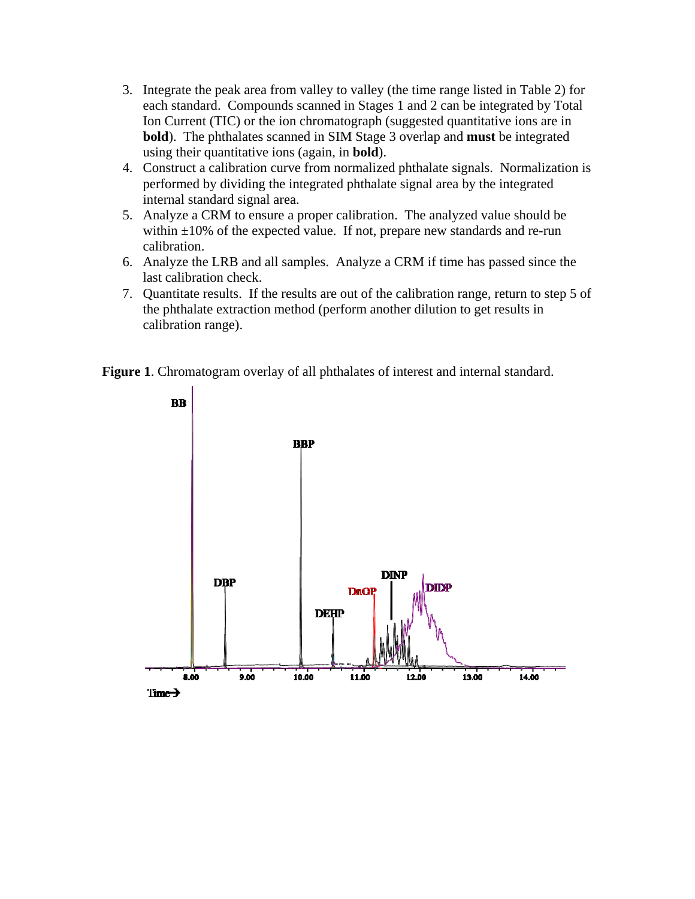3. Integrate the peak area from valley to valley (the time range listed in Table 2) for each standard. Compounds scanned in Stages 1 and 2 can be integrated by Total Ion Current (TIC) or the ion chromatograph (suggested quantitative ions are in **bold**). The phthalates scanned in SIM Stage 3 overlap and **must** be integrated using their quantitative ions (again, in **bold**).
4. Construct a calibration curve from normalized phthalate signals. Normalization is performed by dividing the integrated phthalate signal area by the integrated internal standard signal area.
5. Analyze a CRM to ensure a proper calibration. The analyzed value should be within ±10% of the expected value. If not, prepare new standards and re-run calibration.
6. Analyze the LRB and all samples. Analyze a CRM if time has passed since the last calibration check.
7. Quantitate results. If the results are out of the calibration range, return to step 5 of the phthalate extraction method (perform another dilution to get results in calibration range).

**Figure 1**. Chromatogram overlay of all phthalates of interest and internal standard.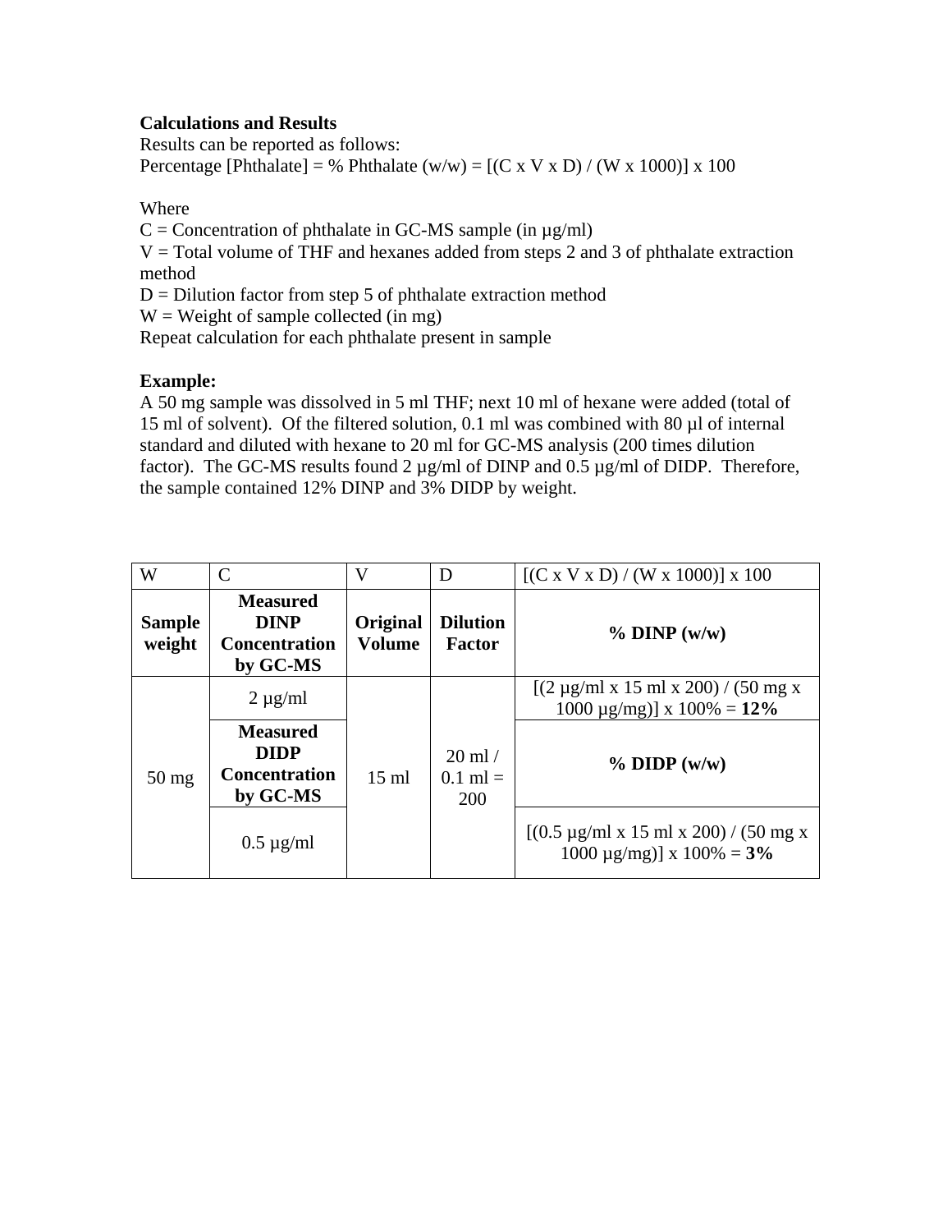**Calculations and Results**

Results can be reported as follows:

Percentage [Phthalate] = % Phthalate (w/w) = [(C x V x D) / (W x 1000)] x 100

Where

C = Concentration of phthalate in GC-MS sample (in µg/ml)

V = Total volume of THF and hexanes added from steps 2 and 3 of phthalate extraction method

D = Dilution factor from step 5 of phthalate extraction method

W = Weight of sample collected (in mg)

Repeat calculation for each phthalate present in sample

**Example:**

A 50 mg sample was dissolved in 5 ml THF; next 10 ml of hexane were added (total of 15 ml of solvent). Of the filtered solution, 0.1 ml was combined with 80 µl of internal standard and diluted with hexane to 20 ml for GC-MS analysis (200 times dilution factor). The GC-MS results found 2 µg/ml of DINP and 0.5 µg/ml of DIDP. Therefore, the sample contained 12% DINP and 3% DIDP by weight.

| W | C | V | D | [(C x V x D) / (W x 1000)] x 100 |
|---|---|---|---|---|
| **Sample weight** | **Measured DINP Concentration by GC-MS** | **Original Volume** | **Dilution Factor** | **% DINP (w/w)** |
| 50 mg | 2 µg/ml | 15 ml | 20 ml / 0.1 ml = 200 | [(2 µg/ml x 15 ml x 200) / (50 mg x 1000 µg/mg)] x 100% = **12%** |
| | **Measured DIDP Concentration by GC-MS** | | | **% DIDP (w/w)** |
| | 0.5 µg/ml | | | [(0.5 µg/ml x 15 ml x 200) / (50 mg x 1000 µg/mg)] x 100% = **3%** |